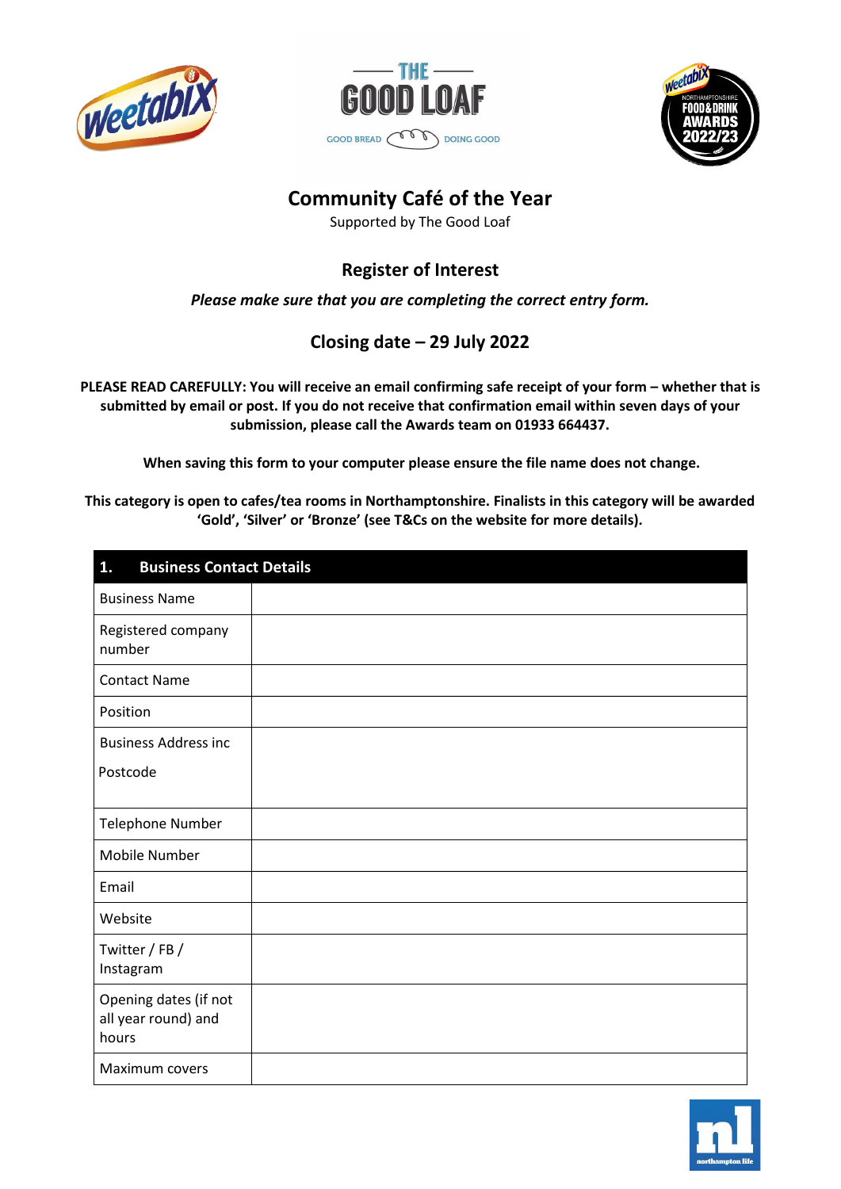# Community Café of the Year

Supported by The Good Loaf

## Register of Interest

***Please make sure that you are completing the correct entry form.***

## Closing date – 29 July 2022

**PLEASE READ CAREFULLY: You will receive an email confirming safe receipt of your form – whether that is submitted by email or post. If you do not receive that confirmation email within seven days of your submission, please call the Awards team on 01933 664437.**

**When saving this form to your computer please ensure the file name does not change.**

**This category is open to cafes/tea rooms in Northamptonshire. Finalists in this category will be awarded 'Gold', 'Silver' or 'Bronze' (see T&Cs on the website for more details).**

| **1. Business Contact Details** | |
|---|---|
| Business Name | |
| Registered company number | |
| Contact Name | |
| Position | |
| Business Address inc Postcode | |
| Telephone Number | |
| Mobile Number | |
| Email | |
| Website | |
| Twitter / FB / Instagram | |
| Opening dates (if not all year round) and hours | |
| Maximum covers | |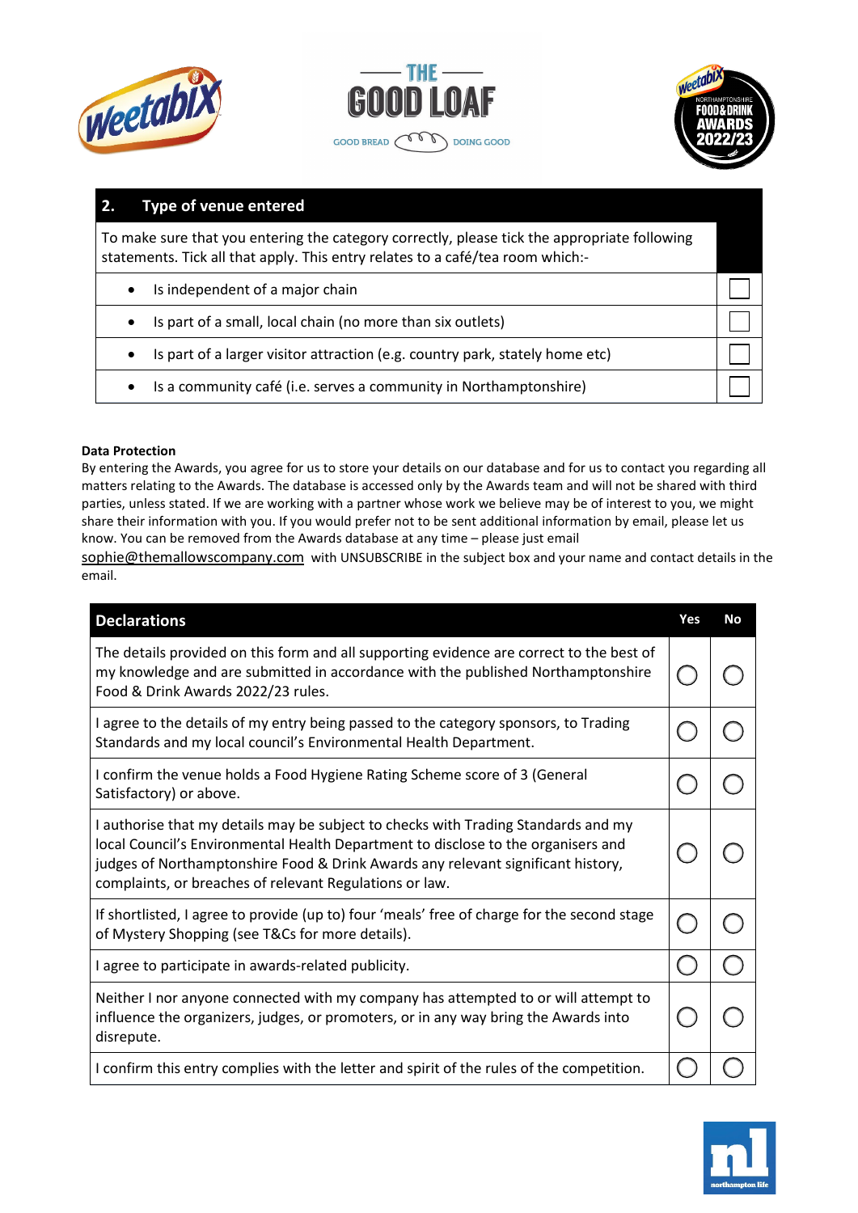| 2. Type of venue entered | |
|---|---|
| To make sure that you entering the category correctly, please tick the appropriate following statements. Tick all that apply. This entry relates to a café/tea room which:- | |
| • Is independent of a major chain | ☐ |
| • Is part of a small, local chain (no more than six outlets) | ☐ |
| • Is part of a larger visitor attraction (e.g. country park, stately home etc) | ☐ |
| • Is a community café (i.e. serves a community in Northamptonshire) | ☐ |

**Data Protection**

By entering the Awards, you agree for us to store your details on our database and for us to contact you regarding all matters relating to the Awards. The database is accessed only by the Awards team and will not be shared with third parties, unless stated. If we are working with a partner whose work we believe may be of interest to you, we might share their information with you. If you would prefer not to be sent additional information by email, please let us know. You can be removed from the Awards database at any time – please just email sophie@themallowscompany.com with UNSUBSCRIBE in the subject box and your name and contact details in the email.

| Declarations | Yes | No |
|---|---|---|
| The details provided on this form and all supporting evidence are correct to the best of my knowledge and are submitted in accordance with the published Northamptonshire Food & Drink Awards 2022/23 rules. | ◯ | ◯ |
| I agree to the details of my entry being passed to the category sponsors, to Trading Standards and my local council's Environmental Health Department. | ◯ | ◯ |
| I confirm the venue holds a Food Hygiene Rating Scheme score of 3 (General Satisfactory) or above. | ◯ | ◯ |
| I authorise that my details may be subject to checks with Trading Standards and my local Council's Environmental Health Department to disclose to the organisers and judges of Northamptonshire Food & Drink Awards any relevant significant history, complaints, or breaches of relevant Regulations or law. | ◯ | ◯ |
| If shortlisted, I agree to provide (up to) four 'meals' free of charge for the second stage of Mystery Shopping (see T&Cs for more details). | ◯ | ◯ |
| I agree to participate in awards-related publicity. | ◯ | ◯ |
| Neither I nor anyone connected with my company has attempted to or will attempt to influence the organizers, judges, or promoters, or in any way bring the Awards into disrepute. | ◯ | ◯ |
| I confirm this entry complies with the letter and spirit of the rules of the competition. | ◯ | ◯ |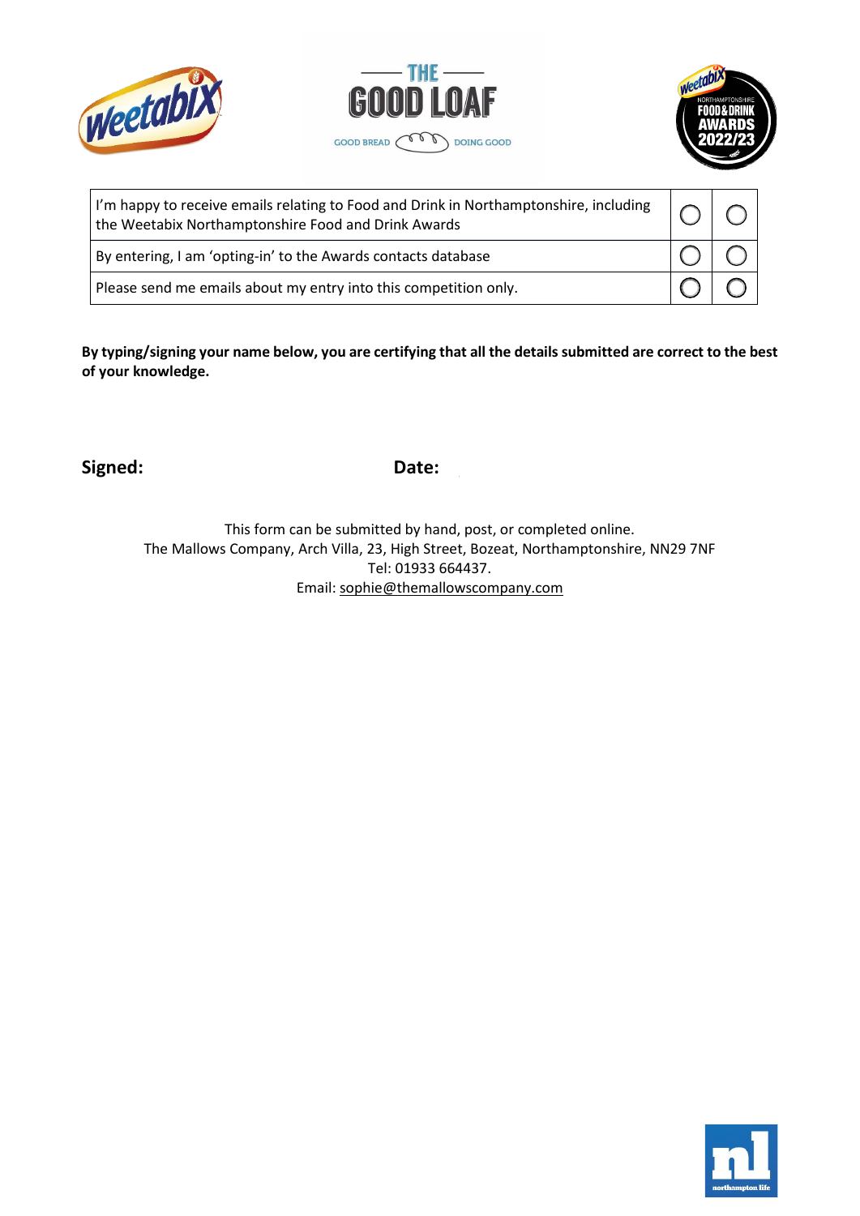| | | |
|---|---|---|
| I'm happy to receive emails relating to Food and Drink in Northamptonshire, including the Weetabix Northamptonshire Food and Drink Awards | ◯ | ◯ |
| By entering, I am 'opting-in' to the Awards contacts database | ◯ | ◯ |
| Please send me emails about my entry into this competition only. | ◯ | ◯ |

**By typing/signing your name below, you are certifying that all the details submitted are correct to the best of your knowledge.**

**Signed:** **Date:**

This form can be submitted by hand, post, or completed online.
The Mallows Company, Arch Villa, 23, High Street, Bozeat, Northamptonshire, NN29 7NF
Tel: 01933 664437.
Email: sophie@themallowscompany.com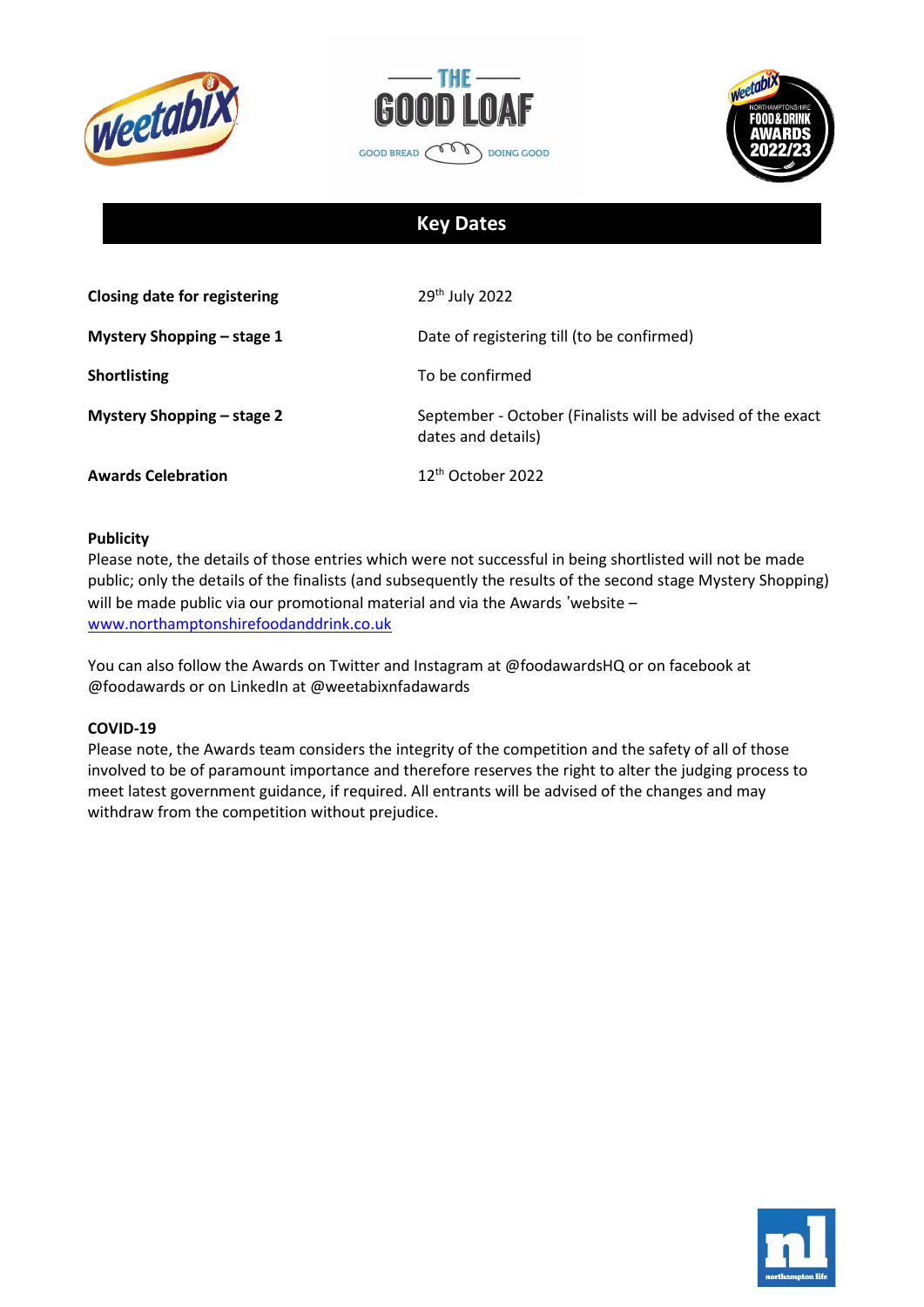## Key Dates

| | |
|---|---|
| **Closing date for registering** | 29th July 2022 |
| **Mystery Shopping – stage 1** | Date of registering till (to be confirmed) |
| **Shortlisting** | To be confirmed |
| **Mystery Shopping – stage 2** | September - October (Finalists will be advised of the exact dates and details) |
| **Awards Celebration** | 12th October 2022 |

**Publicity**

Please note, the details of those entries which were not successful in being shortlisted will not be made public; only the details of the finalists (and subsequently the results of the second stage Mystery Shopping) will be made public via our promotional material and via the Awards 'website – www.northamptonshirefoodanddrink.co.uk

You can also follow the Awards on Twitter and Instagram at @foodawardsHQ or on facebook at @foodawards or on LinkedIn at @weetabixnfadawards

**COVID-19**

Please note, the Awards team considers the integrity of the competition and the safety of all of those involved to be of paramount importance and therefore reserves the right to alter the judging process to meet latest government guidance, if required. All entrants will be advised of the changes and may withdraw from the competition without prejudice.